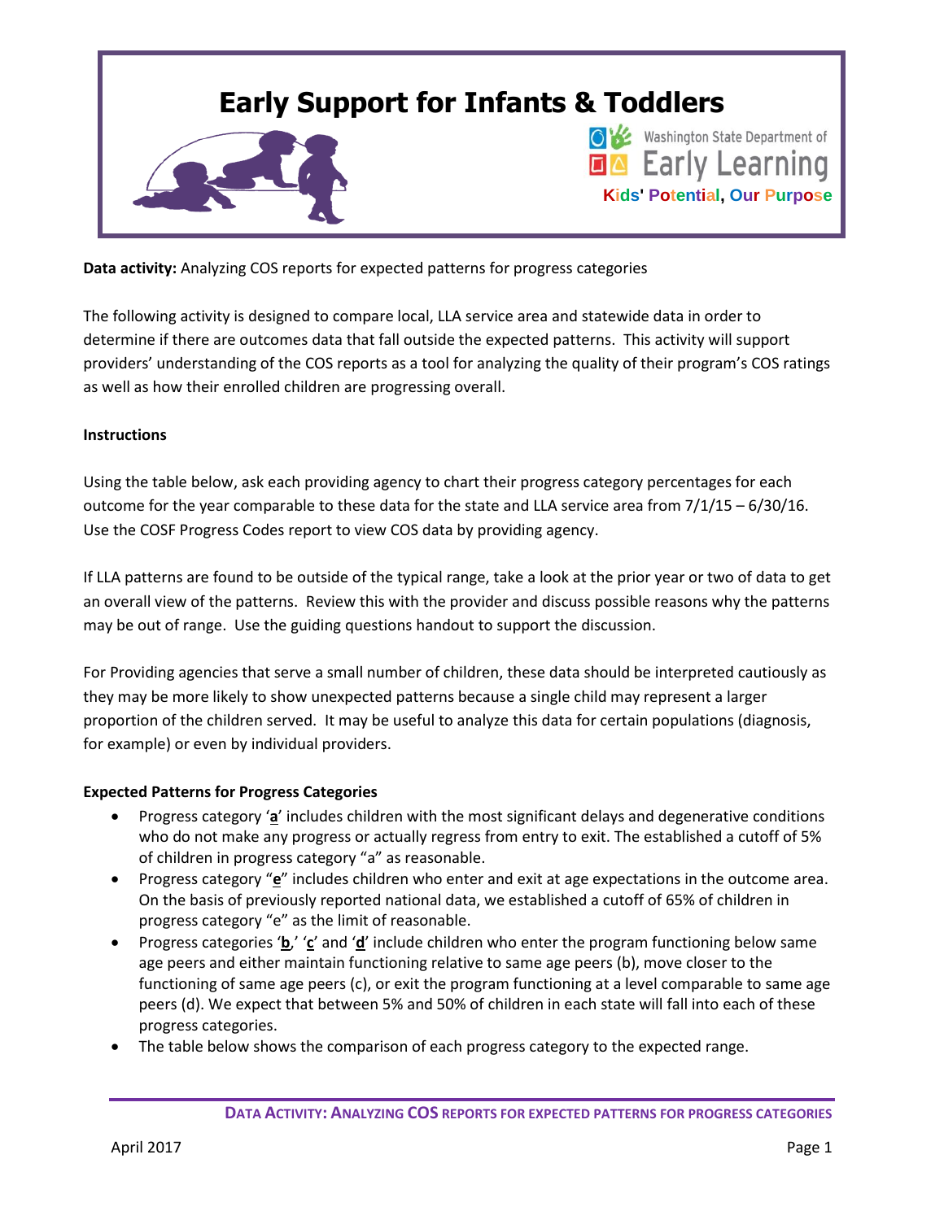# Early Support for Infants & Toddlers

Washington State Department of Early Learning

Kids' Potential, Our Purpose

**Data activity:** Analyzing COS reports for expected patterns for progress categories

The following activity is designed to compare local, LLA service area and statewide data in order to determine if there are outcomes data that fall outside the expected patterns. This activity will support providers' understanding of the COS reports as a tool for analyzing the quality of their program's COS ratings as well as how their enrolled children are progressing overall.

**Instructions**

Using the table below, ask each providing agency to chart their progress category percentages for each outcome for the year comparable to these data for the state and LLA service area from 7/1/15 – 6/30/16. Use the COSF Progress Codes report to view COS data by providing agency.

If LLA patterns are found to be outside of the typical range, take a look at the prior year or two of data to get an overall view of the patterns. Review this with the provider and discuss possible reasons why the patterns may be out of range. Use the guiding questions handout to support the discussion.

For Providing agencies that serve a small number of children, these data should be interpreted cautiously as they may be more likely to show unexpected patterns because a single child may represent a larger proportion of the children served. It may be useful to analyze this data for certain populations (diagnosis, for example) or even by individual providers.

**Expected Patterns for Progress Categories**

- Progress category '**a**' includes children with the most significant delays and degenerative conditions who do not make any progress or actually regress from entry to exit. The established a cutoff of 5% of children in progress category "a" as reasonable.
- Progress category "**e**" includes children who enter and exit at age expectations in the outcome area. On the basis of previously reported national data, we established a cutoff of 65% of children in progress category "e" as the limit of reasonable.
- Progress categories '**b**,' '**c**' and '**d**' include children who enter the program functioning below same age peers and either maintain functioning relative to same age peers (b), move closer to the functioning of same age peers (c), or exit the program functioning at a level comparable to same age peers (d). We expect that between 5% and 50% of children in each state will fall into each of these progress categories.
- The table below shows the comparison of each progress category to the expected range.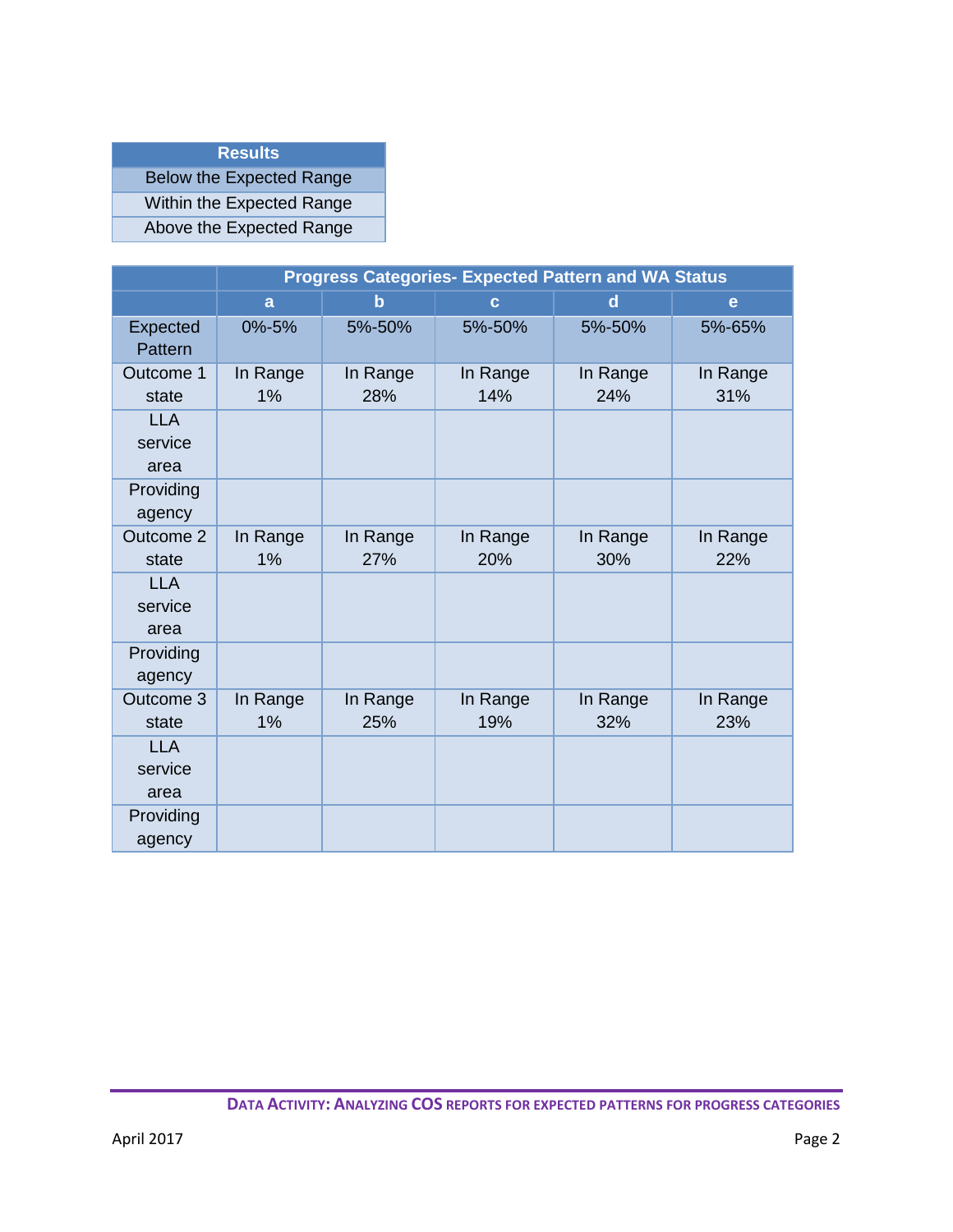| Results |
| --- |
| Below the Expected Range |
| Within the Expected Range |
| Above the Expected Range |

| | Progress Categories- Expected Pattern and WA Status | | | | |
| --- | --- | --- | --- | --- | --- |
| | a | b | c | d | e |
| Expected Pattern | 0%-5% | 5%-50% | 5%-50% | 5%-50% | 5%-65% |
| Outcome 1 state | In Range 1% | In Range 28% | In Range 14% | In Range 24% | In Range 31% |
| LLA service area | | | | | |
| Providing agency | | | | | |
| Outcome 2 state | In Range 1% | In Range 27% | In Range 20% | In Range 30% | In Range 22% |
| LLA service area | | | | | |
| Providing agency | | | | | |
| Outcome 3 state | In Range 1% | In Range 25% | In Range 19% | In Range 32% | In Range 23% |
| LLA service area | | | | | |
| Providing agency | | | | | |